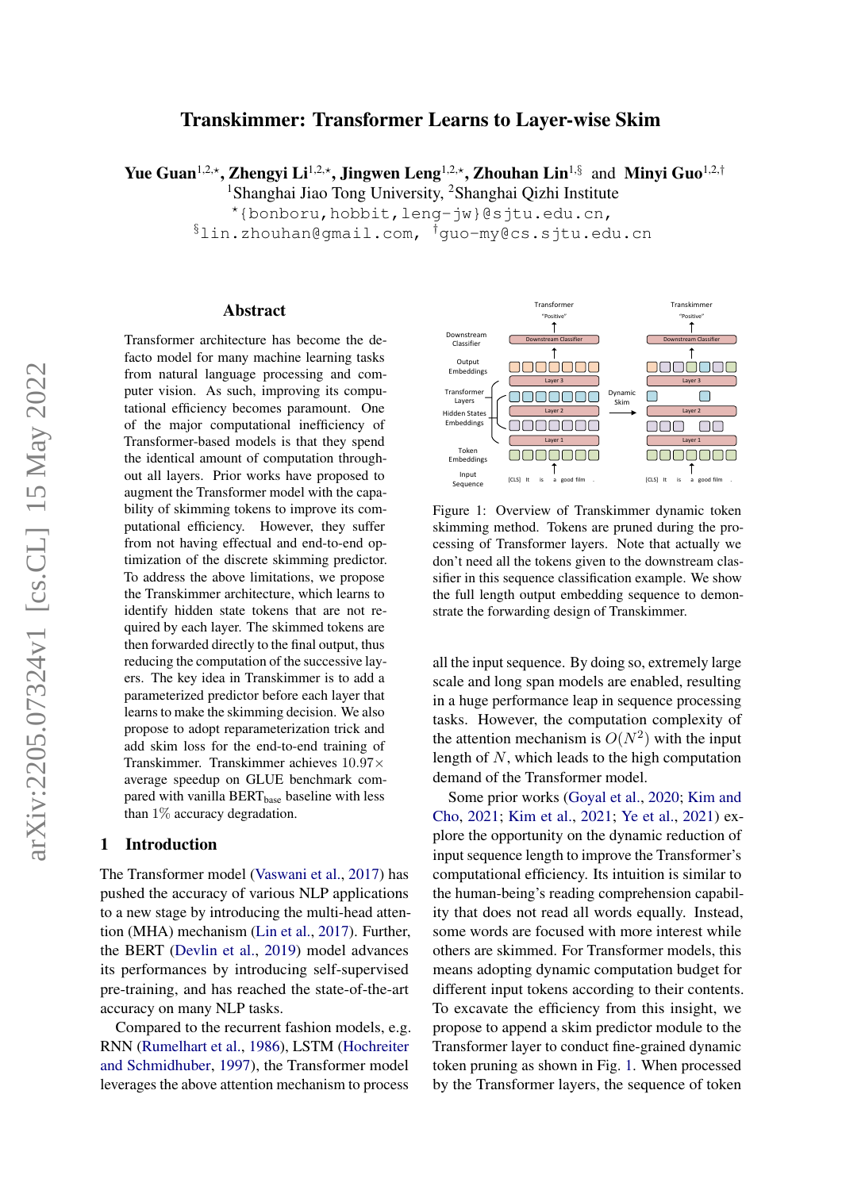# Transkimmer: Transformer Learns to Layer-wise Skim

**Yue Guan**[1,2,⋆], **Zhengyi Li**[1,2,⋆], **Jingwen Leng**[1,2,⋆], **Zhouhan Lin**[1,§] and **Minyi Guo**[1,2,†]

[1]Shanghai Jiao Tong University, [2]Shanghai Qizhi Institute

[⋆]{bonboru,hobbit,leng-jw}@sjtu.edu.cn,
[§]lin.zhouhan@gmail.com, [†]guo-my@cs.sjtu.edu.cn

## Abstract

Transformer architecture has become the de-facto model for many machine learning tasks from natural language processing and computer vision. As such, improving its computational efficiency becomes paramount. One of the major computational inefficiency of Transformer-based models is that they spend the identical amount of computation throughout all layers. Prior works have proposed to augment the Transformer model with the capability of skimming tokens to improve its computational efficiency. However, they suffer from not having effectual and end-to-end optimization of the discrete skimming predictor. To address the above limitations, we propose the Transkimmer architecture, which learns to identify hidden state tokens that are not required by each layer. The skimmed tokens are then forwarded directly to the final output, thus reducing the computation of the successive layers. The key idea in Transkimmer is to add a parameterized predictor before each layer that learns to make the skimming decision. We also propose to adopt reparameterization trick and add skim loss for the end-to-end training of Transkimmer. Transkimmer achieves $10.97\times$ average speedup on GLUE benchmark compared with vanilla $\text{BERT}_{\text{base}}$ baseline with less than $1\%$ accuracy degradation.

## 1 Introduction

The Transformer model (Vaswani et al., 2017) has pushed the accuracy of various NLP applications to a new stage by introducing the multi-head attention (MHA) mechanism (Lin et al., 2017). Further, the BERT (Devlin et al., 2019) model advances its performances by introducing self-supervised pre-training, and has reached the state-of-the-art accuracy on many NLP tasks.

Compared to the recurrent fashion models, e.g. RNN (Rumelhart et al., 1986), LSTM (Hochreiter and Schmidhuber, 1997), the Transformer model leverages the above attention mechanism to process all the input sequence. By doing so, extremely large scale and long span models are enabled, resulting in a huge performance leap in sequence processing tasks. However, the computation complexity of the attention mechanism is $O(N^2)$ with the input length of $N$, which leads to the high computation demand of the Transformer model.

Figure 1: Overview of Transkimmer dynamic token skimming method. Tokens are pruned during the processing of Transformer layers. Note that actually we don't need all the tokens given to the downstream classifier in this sequence classification example. We show the full length output embedding sequence to demonstrate the forwarding design of Transkimmer.

Some prior works (Goyal et al., 2020; Kim and Cho, 2021; Kim et al., 2021; Ye et al., 2021) explore the opportunity on the dynamic reduction of input sequence length to improve the Transformer's computational efficiency. Its intuition is similar to the human-being's reading comprehension capability that does not read all words equally. Instead, some words are focused with more interest while others are skimmed. For Transformer models, this means adopting dynamic computation budget for different input tokens according to their contents. To excavate the efficiency from this insight, we propose to append a skim predictor module to the Transformer layer to conduct fine-grained dynamic token pruning as shown in Fig. 1. When processed by the Transformer layers, the sequence of token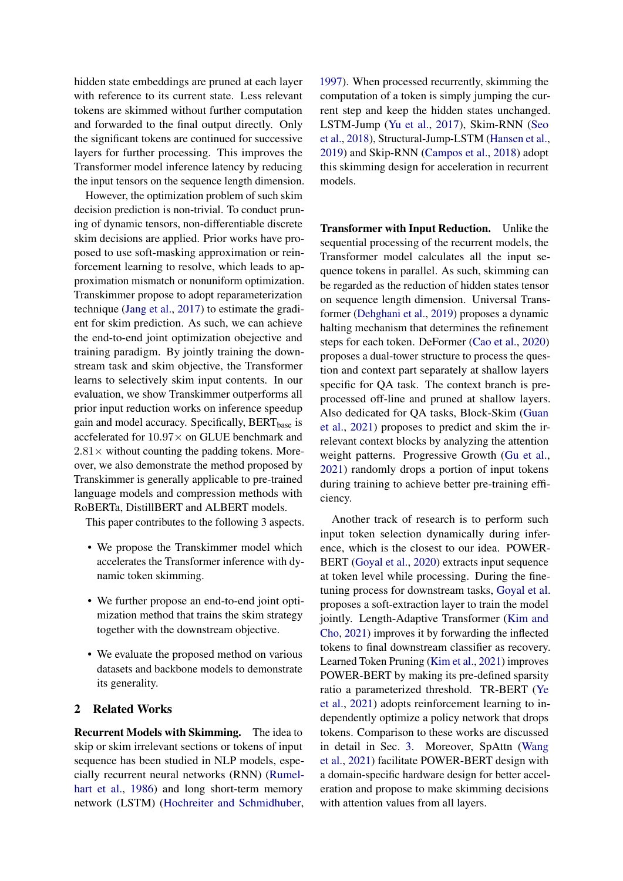hidden state embeddings are pruned at each layer with reference to its current state. Less relevant tokens are skimmed without further computation and forwarded to the final output directly. Only the significant tokens are continued for successive layers for further processing. This improves the Transformer model inference latency by reducing the input tensors on the sequence length dimension.

However, the optimization problem of such skim decision prediction is non-trivial. To conduct pruning of dynamic tensors, non-differentiable discrete skim decisions are applied. Prior works have proposed to use soft-masking approximation or reinforcement learning to resolve, which leads to approximation mismatch or nonuniform optimization. Transkimmer propose to adopt reparameterization technique (Jang et al., 2017) to estimate the gradient for skim prediction. As such, we can achieve the end-to-end joint optimization obejective and training paradigm. By jointly training the downstream task and skim objective, the Transformer learns to selectively skim input contents. In our evaluation, we show Transkimmer outperforms all prior input reduction works on inference speedup gain and model accuracy. Specifically, $\text{BERT}_{\text{base}}$ is accfelerated for $10.97\times$ on GLUE benchmark and $2.81\times$ without counting the padding tokens. Moreover, we also demonstrate the method proposed by Transkimmer is generally applicable to pre-trained language models and compression methods with RoBERTa, DistillBERT and ALBERT models.

This paper contributes to the following 3 aspects.

- We propose the Transkimmer model which accelerates the Transformer inference with dynamic token skimming.
- We further propose an end-to-end joint optimization method that trains the skim strategy together with the downstream objective.
- We evaluate the proposed method on various datasets and backbone models to demonstrate its generality.

## 2 Related Works

**Recurrent Models with Skimming.** The idea to skip or skim irrelevant sections or tokens of input sequence has been studied in NLP models, especially recurrent neural networks (RNN) (Rumelhart et al., 1986) and long short-term memory network (LSTM) (Hochreiter and Schmidhuber, 1997). When processed recurrently, skimming the computation of a token is simply jumping the current step and keep the hidden states unchanged. LSTM-Jump (Yu et al., 2017), Skim-RNN (Seo et al., 2018), Structural-Jump-LSTM (Hansen et al., 2019) and Skip-RNN (Campos et al., 2018) adopt this skimming design for acceleration in recurrent models.

**Transformer with Input Reduction.** Unlike the sequential processing of the recurrent models, the Transformer model calculates all the input sequence tokens in parallel. As such, skimming can be regarded as the reduction of hidden states tensor on sequence length dimension. Universal Transformer (Dehghani et al., 2019) proposes a dynamic halting mechanism that determines the refinement steps for each token. DeFormer (Cao et al., 2020) proposes a dual-tower structure to process the question and context part separately at shallow layers specific for QA task. The context branch is preprocessed off-line and pruned at shallow layers. Also dedicated for QA tasks, Block-Skim (Guan et al., 2021) proposes to predict and skim the irrelevant context blocks by analyzing the attention weight patterns. Progressive Growth (Gu et al., 2021) randomly drops a portion of input tokens during training to achieve better pre-training efficiency.

Another track of research is to perform such input token selection dynamically during inference, which is the closest to our idea. POWER-BERT (Goyal et al., 2020) extracts input sequence at token level while processing. During the fine-tuning process for downstream tasks, Goyal et al. proposes a soft-extraction layer to train the model jointly. Length-Adaptive Transformer (Kim and Cho, 2021) improves it by forwarding the inflected tokens to final downstream classifier as recovery. Learned Token Pruning (Kim et al., 2021) improves POWER-BERT by making its pre-defined sparsity ratio a parameterized threshold. TR-BERT (Ye et al., 2021) adopts reinforcement learning to independently optimize a policy network that drops tokens. Comparison to these works are discussed in detail in Sec. 3. Moreover, SpAttn (Wang et al., 2021) facilitate POWER-BERT design with a domain-specific hardware design for better acceleration and propose to make skimming decisions with attention values from all layers.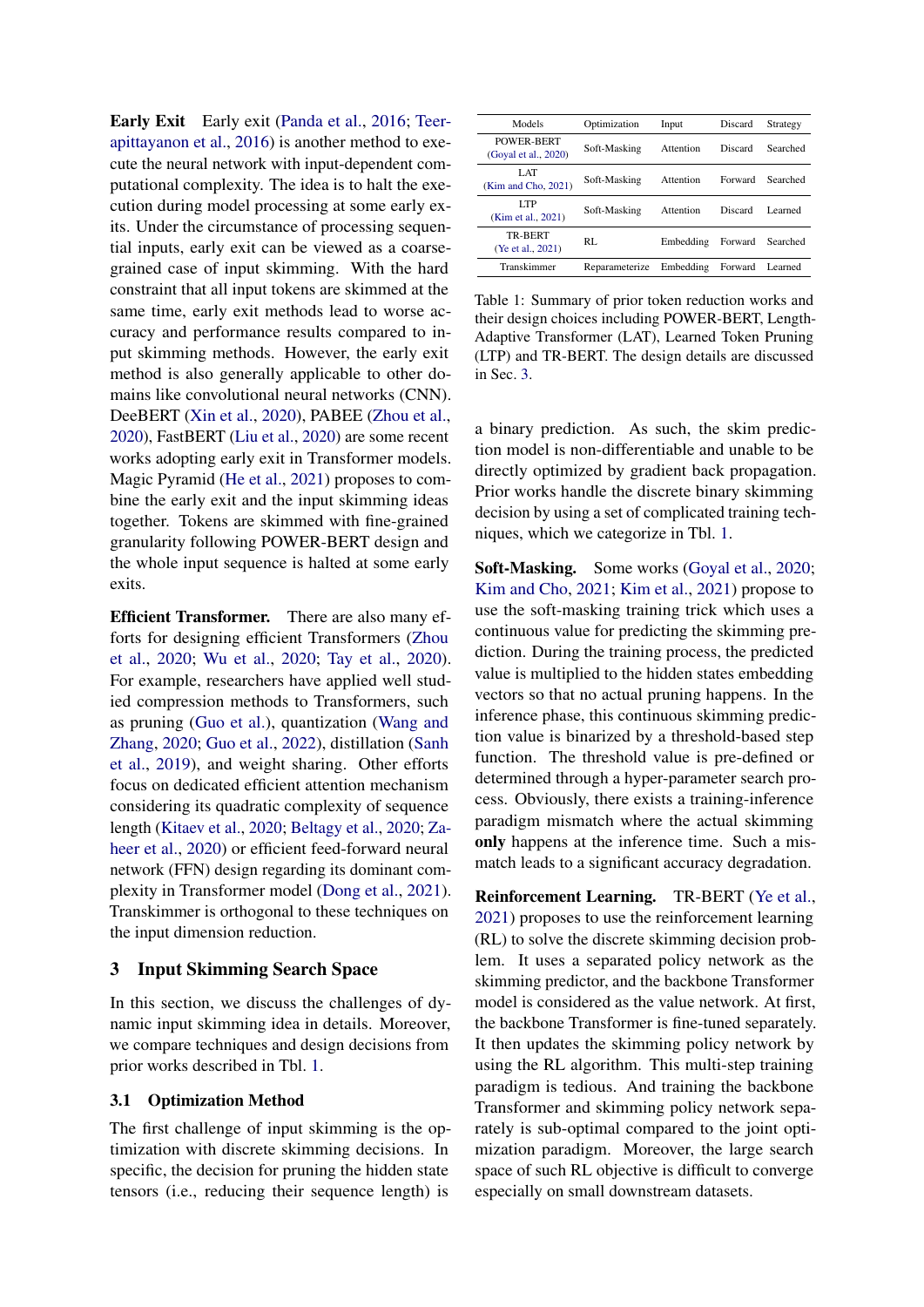**Early Exit** Early exit (Panda et al., 2016; Teerapittayanon et al., 2016) is another method to execute the neural network with input-dependent computational complexity. The idea is to halt the execution during model processing at some early exits. Under the circumstance of processing sequential inputs, early exit can be viewed as a coarse-grained case of input skimming. With the hard constraint that all input tokens are skimmed at the same time, early exit methods lead to worse accuracy and performance results compared to input skimming methods. However, the early exit method is also generally applicable to other domains like convolutional neural networks (CNN). DeeBERT (Xin et al., 2020), PABEE (Zhou et al., 2020), FastBERT (Liu et al., 2020) are some recent works adopting early exit in Transformer models. Magic Pyramid (He et al., 2021) proposes to combine the early exit and the input skimming ideas together. Tokens are skimmed with fine-grained granularity following POWER-BERT design and the whole input sequence is halted at some early exits.

**Efficient Transformer.** There are also many efforts for designing efficient Transformers (Zhou et al., 2020; Wu et al., 2020; Tay et al., 2020). For example, researchers have applied well studied compression methods to Transformers, such as pruning (Guo et al.), quantization (Wang and Zhang, 2020; Guo et al., 2022), distillation (Sanh et al., 2019), and weight sharing. Other efforts focus on dedicated efficient attention mechanism considering its quadratic complexity of sequence length (Kitaev et al., 2020; Beltagy et al., 2020; Zaheer et al., 2020) or efficient feed-forward neural network (FFN) design regarding its dominant complexity in Transformer model (Dong et al., 2021). Transkimmer is orthogonal to these techniques on the input dimension reduction.

## 3 Input Skimming Search Space

In this section, we discuss the challenges of dynamic input skimming idea in details. Moreover, we compare techniques and design decisions from prior works described in Tbl. 1.

| Models | Optimization | Input | Discard | Strategy |
|---|---|---|---|---|
| POWER-BERT (Goyal et al., 2020) | Soft-Masking | Attention | Discard | Searched |
| LAT (Kim and Cho, 2021) | Soft-Masking | Attention | Forward | Searched |
| LTP (Kim et al., 2021) | Soft-Masking | Attention | Discard | Learned |
| TR-BERT (Ye et al., 2021) | RL | Embedding | Forward | Searched |
| Transkimmer | Reparameterize | Embedding | Forward | Learned |

Table 1: Summary of prior token reduction works and their design choices including POWER-BERT, Length-Adaptive Transformer (LAT), Learned Token Pruning (LTP) and TR-BERT. The design details are discussed in Sec. 3.

### 3.1 Optimization Method

The first challenge of input skimming is the optimization with discrete skimming decisions. In specific, the decision for pruning the hidden state tensors (i.e., reducing their sequence length) is a binary prediction. As such, the skim prediction model is non-differentiable and unable to be directly optimized by gradient back propagation. Prior works handle the discrete binary skimming decision by using a set of complicated training techniques, which we categorize in Tbl. 1.

**Soft-Masking.** Some works (Goyal et al., 2020; Kim and Cho, 2021; Kim et al., 2021) propose to use the soft-masking training trick which uses a continuous value for predicting the skimming prediction. During the training process, the predicted value is multiplied to the hidden states embedding vectors so that no actual pruning happens. In the inference phase, this continuous skimming prediction value is binarized by a threshold-based step function. The threshold value is pre-defined or determined through a hyper-parameter search process. Obviously, there exists a training-inference paradigm mismatch where the actual skimming **only** happens at the inference time. Such a mismatch leads to a significant accuracy degradation.

**Reinforcement Learning.** TR-BERT (Ye et al., 2021) proposes to use the reinforcement learning (RL) to solve the discrete skimming decision problem. It uses a separated policy network as the skimming predictor, and the backbone Transformer model is considered as the value network. At first, the backbone Transformer is fine-tuned separately. It then updates the skimming policy network by using the RL algorithm. This multi-step training paradigm is tedious. And training the backbone Transformer and skimming policy network separately is sub-optimal compared to the joint optimization paradigm. Moreover, the large search space of such RL objective is difficult to converge especially on small downstream datasets.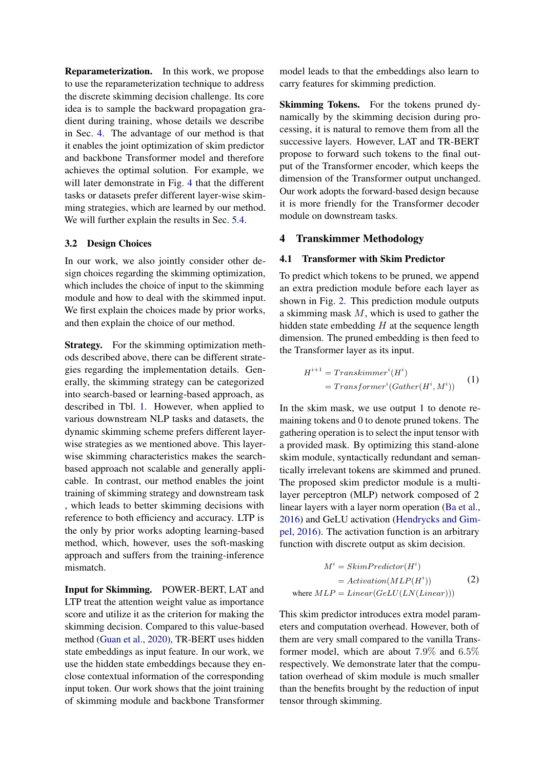**Reparameterization.** In this work, we propose to use the reparameterization technique to address the discrete skimming decision challenge. Its core idea is to sample the backward propagation gradient during training, whose details we describe in Sec. 4. The advantage of our method is that it enables the joint optimization of skim predictor and backbone Transformer model and therefore achieves the optimal solution. For example, we will later demonstrate in Fig. 4 that the different tasks or datasets prefer different layer-wise skimming strategies, which are learned by our method. We will further explain the results in Sec. 5.4.

### 3.2 Design Choices

In our work, we also jointly consider other design choices regarding the skimming optimization, which includes the choice of input to the skimming module and how to deal with the skimmed input. We first explain the choices made by prior works, and then explain the choice of our method.

**Strategy.** For the skimming optimization methods described above, there can be different strategies regarding the implementation details. Generally, the skimming strategy can be categorized into search-based or learning-based approach, as described in Tbl. 1. However, when applied to various downstream NLP tasks and datasets, the dynamic skimming scheme prefers different layer-wise strategies as we mentioned above. This layer-wise skimming characteristics makes the search-based approach not scalable and generally applicable. In contrast, our method enables the joint training of skimming strategy and downstream task , which leads to better skimming decisions with reference to both efficiency and accuracy. LTP is the only by prior works adopting learning-based method, which, however, uses the soft-masking approach and suffers from the training-inference mismatch.

**Input for Skimming.** POWER-BERT, LAT and LTP treat the attention weight value as importance score and utilize it as the criterion for making the skimming decision. Compared to this value-based method (Guan et al., 2020), TR-BERT uses hidden state embeddings as input feature. In our work, we use the hidden state embeddings because they enclose contextual information of the corresponding input token. Our work shows that the joint training of skimming module and backbone Transformer model leads to that the embeddings also learn to carry features for skimming prediction.

**Skimming Tokens.** For the tokens pruned dynamically by the skimming decision during processing, it is natural to remove them from all the successive layers. However, LAT and TR-BERT propose to forward such tokens to the final output of the Transformer encoder, which keeps the dimension of the Transformer output unchanged. Our work adopts the forward-based design because it is more friendly for the Transformer decoder module on downstream tasks.

## 4 Transkimmer Methodology

### 4.1 Transformer with Skim Predictor

To predict which tokens to be pruned, we append an extra prediction module before each layer as shown in Fig. 2. This prediction module outputs a skimming mask $M$, which is used to gather the hidden state embedding $H$ at the sequence length dimension. The pruned embedding is then feed to the Transformer layer as its input.

$$
\begin{aligned}
H^{i+1} &= Transkimmer^{i}(H^{i}) \\
&= Transformer^{i}(Gather(H^{i}, M^{i}))
\end{aligned}
\tag{1}
$$

In the skim mask, we use output 1 to denote remaining tokens and 0 to denote pruned tokens. The gathering operation is to select the input tensor with a provided mask. By optimizing this stand-alone skim module, syntactically redundant and semantically irrelevant tokens are skimmed and pruned. The proposed skim predictor module is a multi-layer perceptron (MLP) network composed of 2 linear layers with a layer norm operation (Ba et al., 2016) and GeLU activation (Hendrycks and Gimpel, 2016). The activation function is an arbitrary function with discrete output as skim decision.

$$
\begin{aligned}
M^{i} &= SkimPredictor(H^{i}) \\
&= Activation(MLP(H^{i})) \\
\text{where } MLP &= Linear(GeLU(LN(Linear)))
\end{aligned}
\tag{2}
$$

This skim predictor introduces extra model parameters and computation overhead. However, both of them are very small compared to the vanilla Transformer model, which are about $7.9\%$ and $6.5\%$ respectively. We demonstrate later that the computation overhead of skim module is much smaller than the benefits brought by the reduction of input tensor through skimming.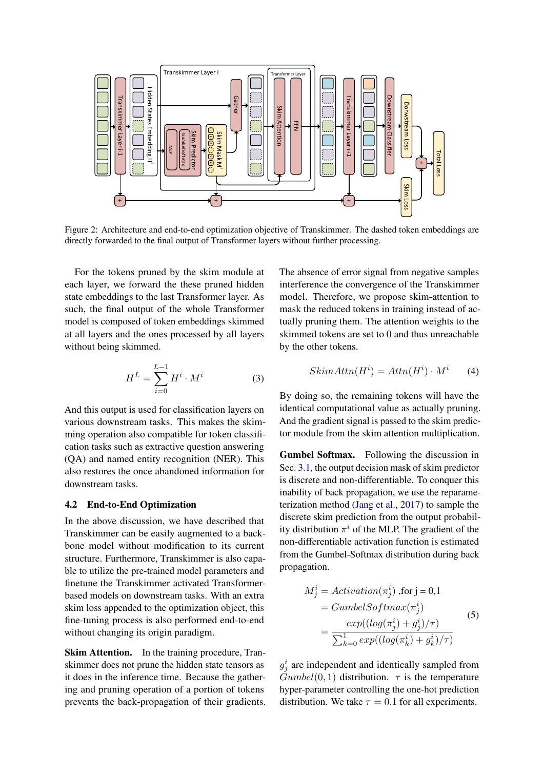Figure 2: Architecture and end-to-end optimization objective of Transkimmer. The dashed token embeddings are directly forwarded to the final output of Transformer layers without further processing.

For the tokens pruned by the skim module at each layer, we forward the these pruned hidden state embeddings to the last Transformer layer. As such, the final output of the whole Transformer model is composed of token embeddings skimmed at all layers and the ones processed by all layers without being skimmed.

$$H^L = \sum_{i=0}^{L-1} H^i \cdot M^i \tag{3}$$

And this output is used for classification layers on various downstream tasks. This makes the skimming operation also compatible for token classification tasks such as extractive question answering (QA) and named entity recognition (NER). This also restores the once abandoned information for downstream tasks.

### 4.2 End-to-End Optimization

In the above discussion, we have described that Transkimmer can be easily augmented to a backbone model without modification to its current structure. Furthermore, Transkimmer is also capable to utilize the pre-trained model parameters and finetune the Transkimmer activated Transformer-based models on downstream tasks. With an extra skim loss appended to the optimization object, this fine-tuning process is also performed end-to-end without changing its origin paradigm.

**Skim Attention.** In the training procedure, Transkimmer does not prune the hidden state tensors as it does in the inference time. Because the gathering and pruning operation of a portion of tokens prevents the back-propagation of their gradients. The absence of error signal from negative samples interference the convergence of the Transkimmer model. Therefore, we propose skim-attention to mask the reduced tokens in training instead of actually pruning them. The attention weights to the skimmed tokens are set to 0 and thus unreachable by the other tokens.

$$SkimAttn(H^i) = Attn(H^i) \cdot M^i \tag{4}$$

By doing so, the remaining tokens will have the identical computational value as actually pruning. And the gradient signal is passed to the skim predictor module from the skim attention multiplication.

**Gumbel Softmax.** Following the discussion in Sec. 3.1, the output decision mask of skim predictor is discrete and non-differentiable. To conquer this inability of back propagation, we use the reparameterization method (Jang et al., 2017) to sample the discrete skim prediction from the output probability distribution $\pi^i$ of the MLP. The gradient of the non-differentiable activation function is estimated from the Gumbel-Softmax distribution during back propagation.

$$\begin{aligned} M_j^i &= Activation(\pi_j^i) \text{ ,for j = 0,1} \\ &= GumbelSoftmax(\pi_j^i) \\ &= \frac{exp((log(\pi_j^i) + g_j^i)/\tau)}{\sum_{k=0}^{1} exp((log(\pi_k^i) + g_k^i)/\tau)} \end{aligned} \tag{5}$$

$g_j^i$ are independent and identically sampled from $Gumbel(0, 1)$ distribution. $\tau$ is the temperature hyper-parameter controlling the one-hot prediction distribution. We take $\tau = 0.1$ for all experiments.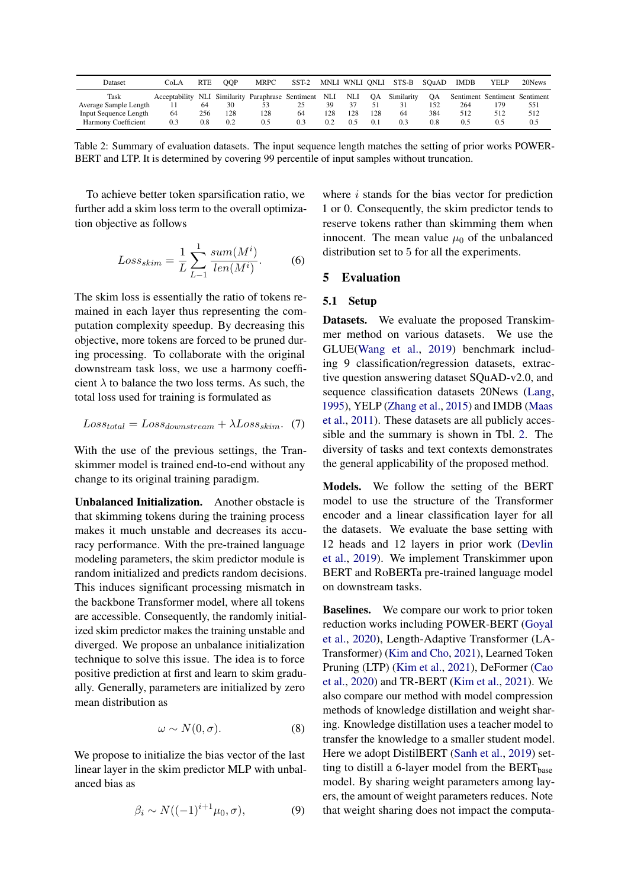| Dataset | CoLA | RTE | QQP | MRPC | SST-2 | MNLI | WNLI | QNLI | STS-B | SQuAD | IMDB | YELP | 20News |
|---|---|---|---|---|---|---|---|---|---|---|---|---|---|
| Task | Acceptability | NLI | Similarity | Paraphrase | Sentiment | NLI | NLI | QA | Similarity | QA | Sentiment | Sentiment | Sentiment |
| Average Sample Length | 11 | 64 | 30 | 53 | 25 | 39 | 37 | 51 | 31 | 152 | 264 | 179 | 551 |
| Input Sequence Length | 64 | 256 | 128 | 128 | 64 | 128 | 128 | 128 | 64 | 384 | 512 | 512 | 512 |
| Harmony Coefficient | 0.3 | 0.8 | 0.2 | 0.5 | 0.3 | 0.2 | 0.5 | 0.1 | 0.3 | 0.8 | 0.5 | 0.5 | 0.5 |

Table 2: Summary of evaluation datasets. The input sequence length matches the setting of prior works POWER-BERT and LTP. It is determined by covering 99 percentile of input samples without truncation.

To achieve better token sparsification ratio, we further add a skim loss term to the overall optimization objective as follows

$$Loss_{skim} = \frac{1}{L}\sum_{L-1}^{1}\frac{sum(M^i)}{len(M^i)}. \quad (6)$$

The skim loss is essentially the ratio of tokens remained in each layer thus representing the computation complexity speedup. By decreasing this objective, more tokens are forced to be pruned during processing. To collaborate with the original downstream task loss, we use a harmony coefficient $\lambda$ to balance the two loss terms. As such, the total loss used for training is formulated as

$$Loss_{total} = Loss_{downstream} + \lambda Loss_{skim}. \quad (7)$$

With the use of the previous settings, the Transkimmer model is trained end-to-end without any change to its original training paradigm.

**Unbalanced Initialization.** Another obstacle is that skimming tokens during the training process makes it much unstable and decreases its accuracy performance. With the pre-trained language modeling parameters, the skim predictor module is random initialized and predicts random decisions. This induces significant processing mismatch in the backbone Transformer model, where all tokens are accessible. Consequently, the randomly initialized skim predictor makes the training unstable and diverged. We propose an unbalance initialization technique to solve this issue. The idea is to force positive prediction at first and learn to skim gradually. Generally, parameters are initialized by zero mean distribution as

$$\omega \sim N(0, \sigma). \quad (8)$$

We propose to initialize the bias vector of the last linear layer in the skim predictor MLP with unbalanced bias as

$$\beta_i \sim N((-1)^{i+1}\mu_0, \sigma), \quad (9)$$

where $i$ stands for the bias vector for prediction 1 or 0. Consequently, the skim predictor tends to reserve tokens rather than skimming them when innocent. The mean value $\mu_0$ of the unbalanced distribution set to 5 for all the experiments.

## 5 Evaluation

### 5.1 Setup

**Datasets.** We evaluate the proposed Transkimmer method on various datasets. We use the GLUE(Wang et al., 2019) benchmark including 9 classification/regression datasets, extractive question answering dataset SQuAD-v2.0, and sequence classification datasets 20News (Lang, 1995), YELP (Zhang et al., 2015) and IMDB (Maas et al., 2011). These datasets are all publicly accessible and the summary is shown in Tbl. 2. The diversity of tasks and text contexts demonstrates the general applicability of the proposed method.

**Models.** We follow the setting of the BERT model to use the structure of the Transformer encoder and a linear classification layer for all the datasets. We evaluate the base setting with 12 heads and 12 layers in prior work (Devlin et al., 2019). We implement Transkimmer upon BERT and RoBERTa pre-trained language model on downstream tasks.

**Baselines.** We compare our work to prior token reduction works including POWER-BERT (Goyal et al., 2020), Length-Adaptive Transformer (LA-Transformer) (Kim and Cho, 2021), Learned Token Pruning (LTP) (Kim et al., 2021), DeFormer (Cao et al., 2020) and TR-BERT (Kim et al., 2021). We also compare our method with model compression methods of knowledge distillation and weight sharing. Knowledge distillation uses a teacher model to transfer the knowledge to a smaller student model. Here we adopt DistilBERT (Sanh et al., 2019) setting to distill a 6-layer model from the $\text{BERT}_{\text{base}}$ model. By sharing weight parameters among layers, the amount of weight parameters reduces. Note that weight sharing does not impact the computa-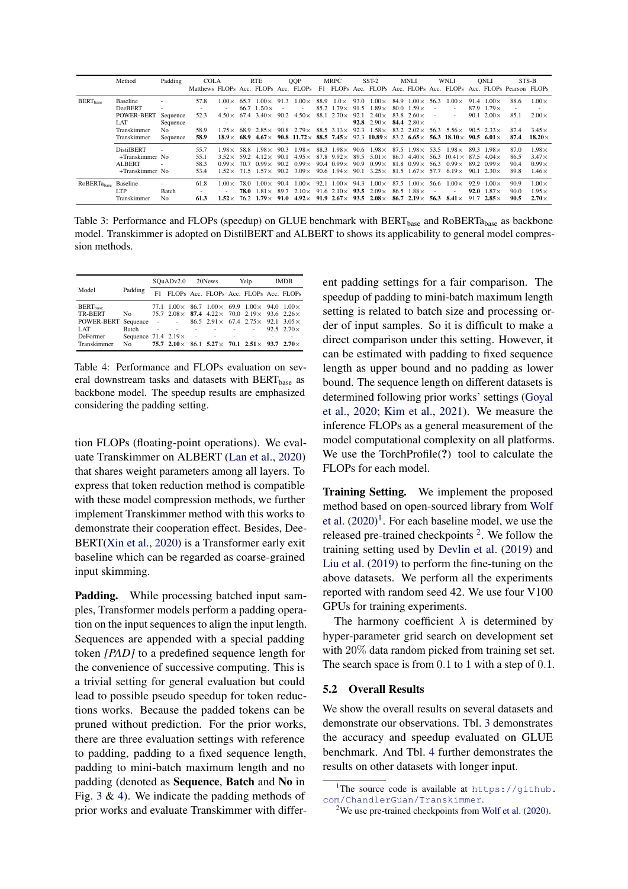| | Method | Padding | COLA | | RTE | | QQP | | MRPC | | SST-2 | | MNLI | | WNLI | | QNLI | | STS-B | |
|---|---|---|---|---|---|---|---|---|---|---|---|---|---|---|---|---|---|---|---|---|
| | | | Matthews | FLOPs | Acc. | FLOPs | Acc. | FLOPs | F1 | FLOPs | Acc. | FLOPs | Acc. | FLOPs | Acc. | FLOPs | Acc. | FLOPs | Pearson | FLOPs |
| BERT$_{\text{base}}$ | Baseline | - | 57.8 | 1.00× | 65.7 | 1.00× | 91.3 | 1.00× | 88.9 | 1.0× | 93.0 | 1.00× | 84.9 | 1.00× | 56.3 | 1.00× | 91.4 | 1.00× | 88.6 | 1.00× |
| | DeeBERT | - | - | - | 66.7 | 1.50× | - | - | 85.2 | 1.79× | 91.5 | 1.89× | 80.0 | 1.59× | - | - | 87.9 | 1.79× | - | - |
| | POWER-BERT | Sequence | 52.3 | 4.50× | 67.4 | 3.40× | 90.2 | 4.50× | 88.1 | 2.70× | 92.1 | 2.40× | 83.8 | 2.60× | - | - | 90.1 | 2.00× | 85.1 | 2.00× |
| | LAT | Sequence | - | - | - | - | - | - | - | - | **92.8** | 2.90× | **84.4** | 2.80× | - | - | - | - | - | - |
| | Transkimmer | No | 58.9 | 1.75× | 68.9 | 2.85× | 90.8 | 2.79× | 88.5 | 3.13× | 92.3 | 1.58× | 83.2 | 2.02× | 56.3 | 5.56× | 90.5 | 2.33× | 87.4 | 3.45× |
| | Transkimmer | Sequence | **58.9** | **18.9×** | **68.9** | **4.67×** | **90.8** | **11.72×** | **88.5** | **7.45×** | 92.3 | **10.89×** | 83.2 | **6.65×** | **56.3** | **18.10×** | **90.5** | **6.01×** | **87.4** | **18.20×** |
| | DistilBERT | - | 55.7 | 1.98× | 58.8 | 1.98× | 90.3 | 1.98× | 88.3 | 1.98× | 90.6 | 1.98× | 87.5 | 1.98× | 53.5 | 1.98× | 89.3 | 1.98× | 87.0 | 1.98× |
| | +Transkimmer | No | 55.1 | 3.52× | 59.2 | 4.12× | 90.1 | 4.95× | 87.8 | 9.92× | 89.5 | 5.01× | 86.7 | 4.40× | 56.3 | 10.41× | 87.5 | 4.04× | 86.5 | 3.47× |
| | ALBERT | - | 58.3 | 0.99× | 70.7 | 0.99× | 90.2 | 0.99× | 90.4 | 0.99× | 90.9 | 0.99× | 81.8 | 0.99× | 56.3 | 0.99× | 89.2 | 0.99× | 90.4 | 0.99× |
| | +Transkimmer | No | 53.4 | 1.52× | 71.5 | 1.57× | 90.2 | 3.09× | 90.6 | 1.94× | 90.1 | 3.25× | 81.5 | 1.67× | 57.7 | 6.19× | 90.1 | 2.30× | 89.8 | 1.46× |
| RoBERTa$_{\text{base}}$ | Baseline | - | 61.8 | 1.00× | 78.0 | 1.00× | 90.4 | 1.00× | 92.1 | 1.00× | 94.3 | 1.00× | 87.5 | 1.00× | 56.6 | 1.00× | 92.9 | 1.00× | 90.9 | 1.00× |
| | LTP | Batch | - | - | **78.0** | 1.81× | 89.7 | 2.10× | 91.6 | 2.10× | **93.5** | 2.09× | 86.5 | 1.88× | - | - | **92.0** | 1.87× | 90.0 | 1.95× |
| | Transkimmer | No | **61.3** | **1.52×** | 76.2 | **1.79×** | **91.0** | **4.92×** | **91.9** | **2.67×** | **93.5** | **2.08×** | **86.7** | **2.19×** | **56.3** | **8.41×** | 91.7 | **2.85×** | **90.5** | **2.70×** |

Table 3: Performance and FLOPs (speedup) on GLUE benchmark with BERT$_{\text{base}}$ and RoBERTa$_{\text{base}}$ as backbone model. Transkimmer is adopted on DistilBERT and ALBERT to shows its applicability to general model compression methods.

| Model | Padding | SQuADv2.0 | | 20News | | Yelp | | IMDB | |
|---|---|---|---|---|---|---|---|---|---|
| | | F1 | FLOPs | Acc. | FLOPs | Acc. | FLOPs | Acc. | FLOPs |
| BERT$_{\text{base}}$ | | 77.1 | 1.00× | 86.7 | 1.00× | 69.9 | 1.00× | 94.0 | 1.00× |
| TR-BERT | No | 75.7 | 2.08× | **87.4** | 4.22× | 70.0 | 2.19× | 93.6 | 2.26× |
| POWER-BERT | Sequence | - | - | 86.5 | 2.91× | 67.4 | 2.75× | 92.1 | 3.05× |
| LAT | Batch | - | - | - | - | - | - | 92.5 | 2.70× |
| DeFormer | Sequence | 71.4 | 2.19× | - | - | - | - | - | - |
| Transkimmer | No | **75.7** | **2.10×** | 86.1 | **5.27×** | **70.1** | **2.51×** | **93.7** | **2.70×** |

Table 4: Performance and FLOPs evaluation on several downstream tasks and datasets with BERT$_{\text{base}}$ as backbone model. The speedup results are emphasized considering the padding setting.

tion FLOPs (floating-point operations). We evaluate Transkimmer on ALBERT (Lan et al., 2020) that shares weight parameters among all layers. To express that token reduction method is compatible with these model compression methods, we further implement Transkimmer method with this works to demonstrate their cooperation effect. Besides, DeeBERT(Xin et al., 2020) is a Transformer early exit baseline which can be regarded as coarse-grained input skimming.

**Padding.** While processing batched input samples, Transformer models perform a padding operation on the input sequences to align the input length. Sequences are appended with a special padding token *[PAD]* to a predefined sequence length for the convenience of successive computing. This is a trivial setting for general evaluation but could lead to possible pseudo speedup for token reductions works. Because the padded tokens can be pruned without prediction. For the prior works, there are three evaluation settings with reference to padding, padding to a fixed sequence length, padding to mini-batch maximum length and no padding (denoted as **Sequence**, **Batch** and **No** in Fig. 3 & 4). We indicate the padding methods of prior works and evaluate Transkimmer with different padding settings for a fair comparison. The speedup of padding to mini-batch maximum length setting is related to batch size and processing order of input samples. So it is difficult to make a direct comparison under this setting. However, it can be estimated with padding to fixed sequence length as upper bound and no padding as lower bound. The sequence length on different datasets is determined following prior works' settings (Goyal et al., 2020; Kim et al., 2021). We measure the inference FLOPs as a general measurement of the model computational complexity on all platforms. We use the TorchProfile(**?**) tool to calculate the FLOPs for each model.

**Training Setting.** We implement the proposed method based on open-sourced library from Wolf et al. (2020)[1]. For each baseline model, we use the released pre-trained checkpoints [2]. We follow the training setting used by Devlin et al. (2019) and Liu et al. (2019) to perform the fine-tuning on the above datasets. We perform all the experiments reported with random seed 42. We use four V100 GPUs for training experiments.

The harmony coefficient $\lambda$ is determined by hyper-parameter grid search on development set with 20% data random picked from training set set. The search space is from 0.1 to 1 with a step of 0.1.

## 5.2 Overall Results

We show the overall results on several datasets and demonstrate our observations. Tbl. 3 demonstrates the accuracy and speedup evaluated on GLUE benchmark. And Tbl. 4 further demonstrates the results on other datasets with longer input.

[1] The source code is available at https://github.com/ChandlerGuan/Transkimmer.

[2] We use pre-trained checkpoints from Wolf et al. (2020).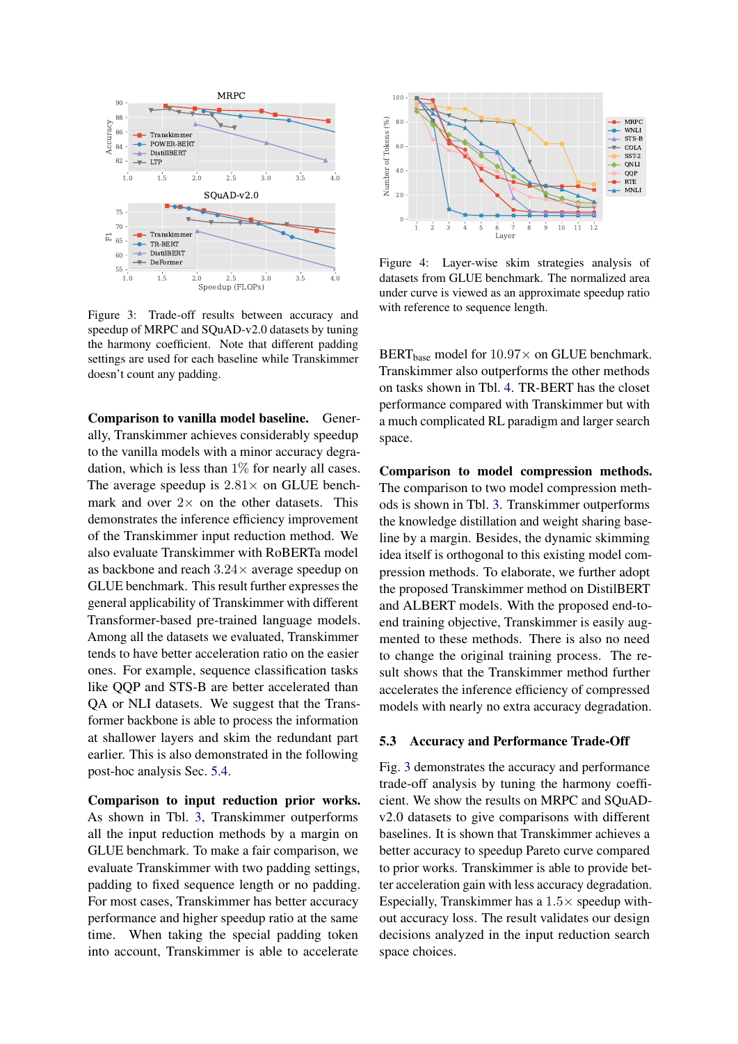Figure 3: Trade-off results between accuracy and speedup of MRPC and SQuAD-v2.0 datasets by tuning the harmony coefficient. Note that different padding settings are used for each baseline while Transkimmer doesn't count any padding.

Figure 4: Layer-wise skim strategies analysis of datasets from GLUE benchmark. The normalized area under curve is viewed as an approximate speedup ratio with reference to sequence length.

**Comparison to vanilla model baseline.** Generally, Transkimmer achieves considerably speedup to the vanilla models with a minor accuracy degradation, which is less than 1% for nearly all cases. The average speedup is $2.81\times$ on GLUE benchmark and over $2\times$ on the other datasets. This demonstrates the inference efficiency improvement of the Transkimmer input reduction method. We also evaluate Transkimmer with RoBERTa model as backbone and reach $3.24\times$ average speedup on GLUE benchmark. This result further expresses the general applicability of Transkimmer with different Transformer-based pre-trained language models. Among all the datasets we evaluated, Transkimmer tends to have better acceleration ratio on the easier ones. For example, sequence classification tasks like QQP and STS-B are better accelerated than QA or NLI datasets. We suggest that the Transformer backbone is able to process the information at shallower layers and skim the redundant part earlier. This is also demonstrated in the following post-hoc analysis Sec. 5.4.

**Comparison to input reduction prior works.** As shown in Tbl. 3, Transkimmer outperforms all the input reduction methods by a margin on GLUE benchmark. To make a fair comparison, we evaluate Transkimmer with two padding settings, padding to fixed sequence length or no padding. For most cases, Transkimmer has better accuracy performance and higher speedup ratio at the same time. When taking the special padding token into account, Transkimmer is able to accelerate BERT$_{\text{base}}$ model for $10.97\times$ on GLUE benchmark. Transkimmer also outperforms the other methods on tasks shown in Tbl. 4. TR-BERT has the closet performance compared with Transkimmer but with a much complicated RL paradigm and larger search space.

**Comparison to model compression methods.** The comparison to two model compression methods is shown in Tbl. 3. Transkimmer outperforms the knowledge distillation and weight sharing baseline by a margin. Besides, the dynamic skimming idea itself is orthogonal to this existing model compression methods. To elaborate, we further adopt the proposed Transkimmer method on DistilBERT and ALBERT models. With the proposed end-to-end training objective, Transkimmer is easily augmented to these methods. There is also no need to change the original training process. The result shows that the Transkimmer method further accelerates the inference efficiency of compressed models with nearly no extra accuracy degradation.

### 5.3 Accuracy and Performance Trade-Off

Fig. 3 demonstrates the accuracy and performance trade-off analysis by tuning the harmony coefficient. We show the results on MRPC and SQuAD-v2.0 datasets to give comparisons with different baselines. It is shown that Transkimmer achieves a better accuracy to speedup Pareto curve compared to prior works. Transkimmer is able to provide better acceleration gain with less accuracy degradation. Especially, Transkimmer has a $1.5\times$ speedup without accuracy loss. The result validates our design decisions analyzed in the input reduction search space choices.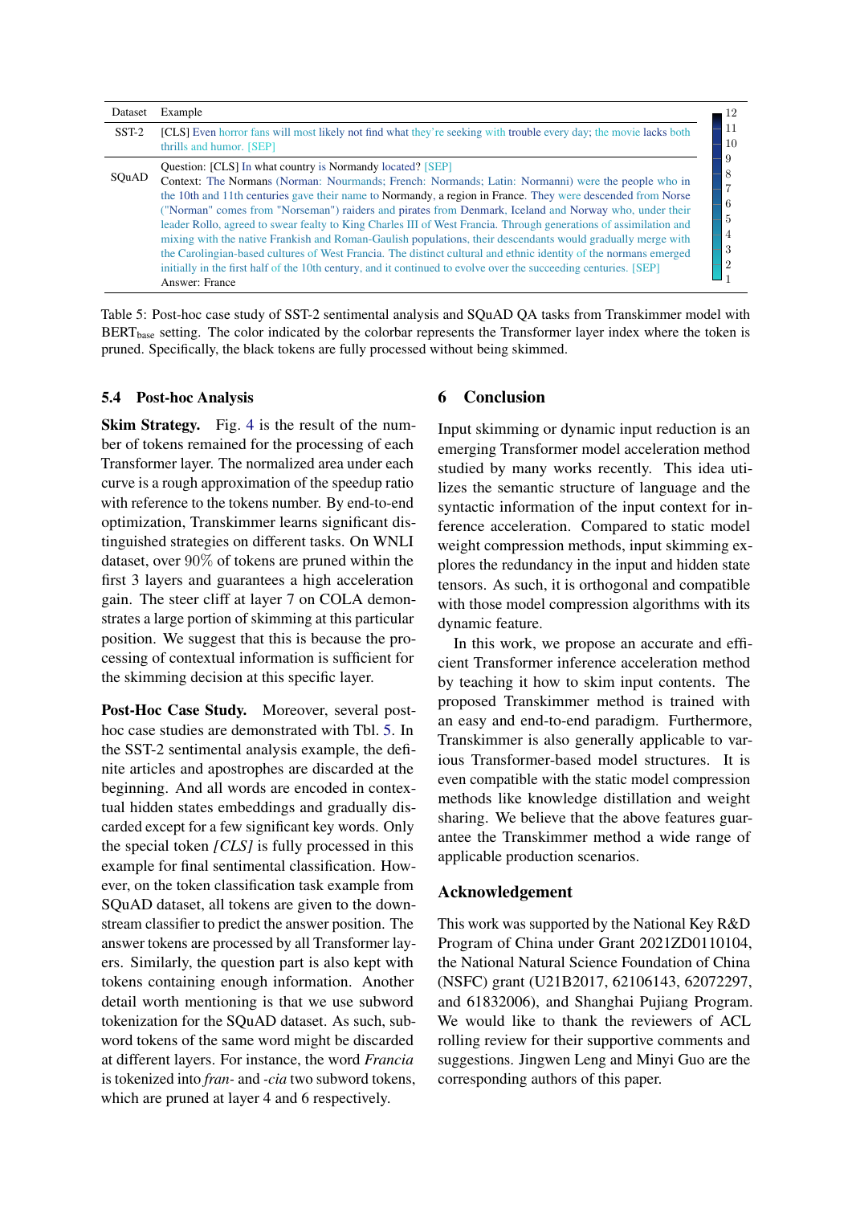| Dataset | Example |
|---|---|
| SST-2 | [CLS] Even horror fans will most likely not find what they're seeking with trouble every day; the movie lacks both thrills and humor. [SEP] |
| SQuAD | Question: [CLS] In what country is Normandy located? [SEP]<br>Context: The Normans (Norman: Nourmands; French: Normands; Latin: Normanni) were the people who in the 10th and 11th centuries gave their name to Normandy, a region in France. They were descended from Norse ("Norman" comes from "Norseman") raiders and pirates from Denmark, Iceland and Norway who, under their leader Rollo, agreed to swear fealty to King Charles III of West Francia. Through generations of assimilation and mixing with the native Frankish and Roman-Gaulish populations, their descendants would gradually merge with the Carolingian-based cultures of West Francia. The distinct cultural and ethnic identity of the normans emerged initially in the first half of the 10th century, and it continued to evolve over the succeeding centuries. [SEP]<br>Answer: France |

Table 5: Post-hoc case study of SST-2 sentimental analysis and SQuAD QA tasks from Transkimmer model with $\text{BERT}_{\text{base}}$ setting. The color indicated by the colorbar represents the Transformer layer index where the token is pruned. Specifically, the black tokens are fully processed without being skimmed.

### 5.4 Post-hoc Analysis

**Skim Strategy.** Fig. 4 is the result of the number of tokens remained for the processing of each Transformer layer. The normalized area under each curve is a rough approximation of the speedup ratio with reference to the tokens number. By end-to-end optimization, Transkimmer learns significant distinguished strategies on different tasks. On WNLI dataset, over 90% of tokens are pruned within the first 3 layers and guarantees a high acceleration gain. The steer cliff at layer 7 on COLA demonstrates a large portion of skimming at this particular position. We suggest that this is because the processing of contextual information is sufficient for the skimming decision at this specific layer.

**Post-Hoc Case Study.** Moreover, several post-hoc case studies are demonstrated with Tbl. 5. In the SST-2 sentimental analysis example, the definite articles and apostrophes are discarded at the beginning. And all words are encoded in contextual hidden states embeddings and gradually discarded except for a few significant key words. Only the special token *[CLS]* is fully processed in this example for final sentimental classification. However, on the token classification task example from SQuAD dataset, all tokens are given to the downstream classifier to predict the answer position. The answer tokens are processed by all Transformer layers. Similarly, the question part is also kept with tokens containing enough information. Another detail worth mentioning is that we use subword tokenization for the SQuAD dataset. As such, subword tokens of the same word might be discarded at different layers. For instance, the word *Francia* is tokenized into *fran-* and *-cia* two subword tokens, which are pruned at layer 4 and 6 respectively.

## 6 Conclusion

Input skimming or dynamic input reduction is an emerging Transformer model acceleration method studied by many works recently. This idea utilizes the semantic structure of language and the syntactic information of the input context for inference acceleration. Compared to static model weight compression methods, input skimming explores the redundancy in the input and hidden state tensors. As such, it is orthogonal and compatible with those model compression algorithms with its dynamic feature.

In this work, we propose an accurate and efficient Transformer inference acceleration method by teaching it how to skim input contents. The proposed Transkimmer method is trained with an easy and end-to-end paradigm. Furthermore, Transkimmer is also generally applicable to various Transformer-based model structures. It is even compatible with the static model compression methods like knowledge distillation and weight sharing. We believe that the above features guarantee the Transkimmer method a wide range of applicable production scenarios.

## Acknowledgement

This work was supported by the National Key R&D Program of China under Grant 2021ZD0110104, the National Natural Science Foundation of China (NSFC) grant (U21B2017, 62106143, 62072297, and 61832006), and Shanghai Pujiang Program. We would like to thank the reviewers of ACL rolling review for their supportive comments and suggestions. Jingwen Leng and Minyi Guo are the corresponding authors of this paper.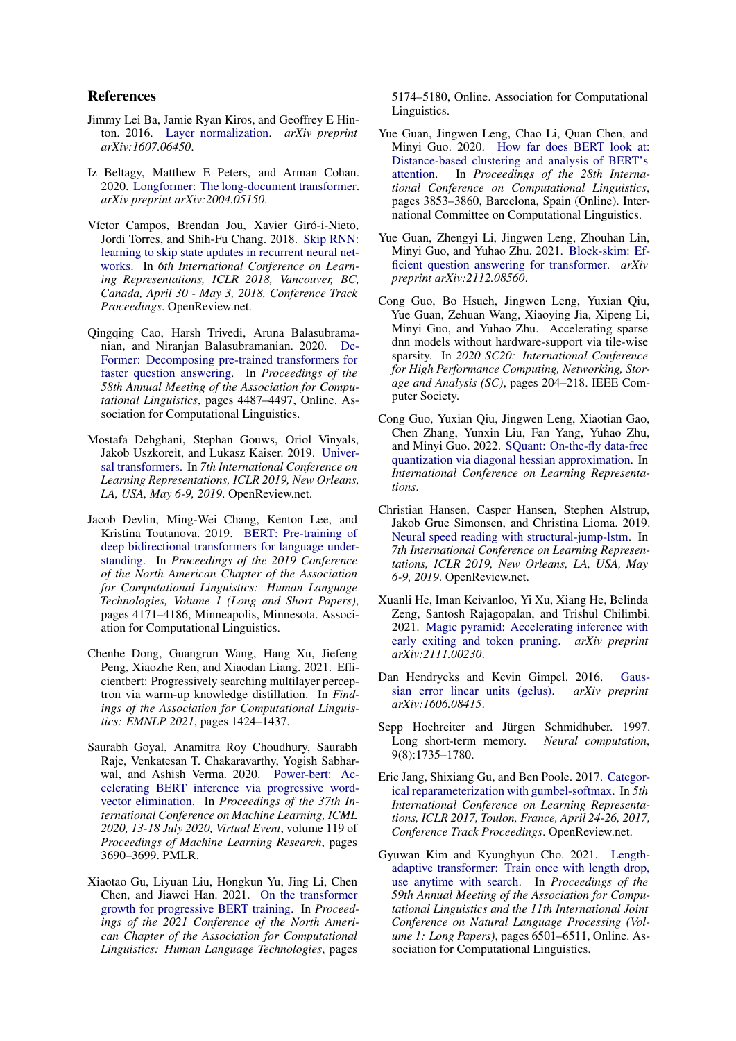## References

Jimmy Lei Ba, Jamie Ryan Kiros, and Geoffrey E Hinton. 2016. Layer normalization. *arXiv preprint arXiv:1607.06450*.

Iz Beltagy, Matthew E Peters, and Arman Cohan. 2020. Longformer: The long-document transformer. *arXiv preprint arXiv:2004.05150*.

Víctor Campos, Brendan Jou, Xavier Giró-i-Nieto, Jordi Torres, and Shih-Fu Chang. 2018. Skip RNN: learning to skip state updates in recurrent neural networks. In *6th International Conference on Learning Representations, ICLR 2018, Vancouver, BC, Canada, April 30 - May 3, 2018, Conference Track Proceedings*. OpenReview.net.

Qingqing Cao, Harsh Trivedi, Aruna Balasubramanian, and Niranjan Balasubramanian. 2020. DeFormer: Decomposing pre-trained transformers for faster question answering. In *Proceedings of the 58th Annual Meeting of the Association for Computational Linguistics*, pages 4487–4497, Online. Association for Computational Linguistics.

Mostafa Dehghani, Stephan Gouws, Oriol Vinyals, Jakob Uszkoreit, and Lukasz Kaiser. 2019. Universal transformers. In *7th International Conference on Learning Representations, ICLR 2019, New Orleans, LA, USA, May 6-9, 2019*. OpenReview.net.

Jacob Devlin, Ming-Wei Chang, Kenton Lee, and Kristina Toutanova. 2019. BERT: Pre-training of deep bidirectional transformers for language understanding. In *Proceedings of the 2019 Conference of the North American Chapter of the Association for Computational Linguistics: Human Language Technologies, Volume 1 (Long and Short Papers)*, pages 4171–4186, Minneapolis, Minnesota. Association for Computational Linguistics.

Chenhe Dong, Guangrun Wang, Hang Xu, Jiefeng Peng, Xiaozhe Ren, and Xiaodan Liang. 2021. Efficientbert: Progressively searching multilayer perceptron via warm-up knowledge distillation. In *Findings of the Association for Computational Linguistics: EMNLP 2021*, pages 1424–1437.

Saurabh Goyal, Anamitra Roy Choudhury, Saurabh Raje, Venkatesan T. Chakaravarthy, Yogish Sabharwal, and Ashish Verma. 2020. Power-bert: Accelerating BERT inference via progressive word-vector elimination. In *Proceedings of the 37th International Conference on Machine Learning, ICML 2020, 13-18 July 2020, Virtual Event*, volume 119 of *Proceedings of Machine Learning Research*, pages 3690–3699. PMLR.

Xiaotao Gu, Liyuan Liu, Hongkun Yu, Jing Li, Chen Chen, and Jiawei Han. 2021. On the transformer growth for progressive BERT training. In *Proceedings of the 2021 Conference of the North American Chapter of the Association for Computational Linguistics: Human Language Technologies*, pages 5174–5180, Online. Association for Computational Linguistics.

Yue Guan, Jingwen Leng, Chao Li, Quan Chen, and Minyi Guo. 2020. How far does BERT look at: Distance-based clustering and analysis of BERT's attention. In *Proceedings of the 28th International Conference on Computational Linguistics*, pages 3853–3860, Barcelona, Spain (Online). International Committee on Computational Linguistics.

Yue Guan, Zhengyi Li, Jingwen Leng, Zhouhan Lin, Minyi Guo, and Yuhao Zhu. 2021. Block-skim: Efficient question answering for transformer. *arXiv preprint arXiv:2112.08560*.

Cong Guo, Bo Hsueh, Jingwen Leng, Yuxian Qiu, Yue Guan, Zehuan Wang, Xiaoying Jia, Xipeng Li, Minyi Guo, and Yuhao Zhu. Accelerating sparse dnn models without hardware-support via tile-wise sparsity. In *2020 SC20: International Conference for High Performance Computing, Networking, Storage and Analysis (SC)*, pages 204–218. IEEE Computer Society.

Cong Guo, Yuxian Qiu, Jingwen Leng, Xiaotian Gao, Chen Zhang, Yunxin Liu, Fan Yang, Yuhao Zhu, and Minyi Guo. 2022. SQuant: On-the-fly data-free quantization via diagonal hessian approximation. In *International Conference on Learning Representations*.

Christian Hansen, Casper Hansen, Stephen Alstrup, Jakob Grue Simonsen, and Christina Lioma. 2019. Neural speed reading with structural-jump-lstm. In *7th International Conference on Learning Representations, ICLR 2019, New Orleans, LA, USA, May 6-9, 2019*. OpenReview.net.

Xuanli He, Iman Keivanloo, Yi Xu, Xiang He, Belinda Zeng, Santosh Rajagopalan, and Trishul Chilimbi. 2021. Magic pyramid: Accelerating inference with early exiting and token pruning. *arXiv preprint arXiv:2111.00230*.

Dan Hendrycks and Kevin Gimpel. 2016. Gaussian error linear units (gelus). *arXiv preprint arXiv:1606.08415*.

Sepp Hochreiter and Jürgen Schmidhuber. 1997. Long short-term memory. *Neural computation*, 9(8):1735–1780.

Eric Jang, Shixiang Gu, and Ben Poole. 2017. Categorical reparameterization with gumbel-softmax. In *5th International Conference on Learning Representations, ICLR 2017, Toulon, France, April 24-26, 2017, Conference Track Proceedings*. OpenReview.net.

Gyuwan Kim and Kyunghyun Cho. 2021. Length-adaptive transformer: Train once with length drop, use anytime with search. In *Proceedings of the 59th Annual Meeting of the Association for Computational Linguistics and the 11th International Joint Conference on Natural Language Processing (Volume 1: Long Papers)*, pages 6501–6511, Online. Association for Computational Linguistics.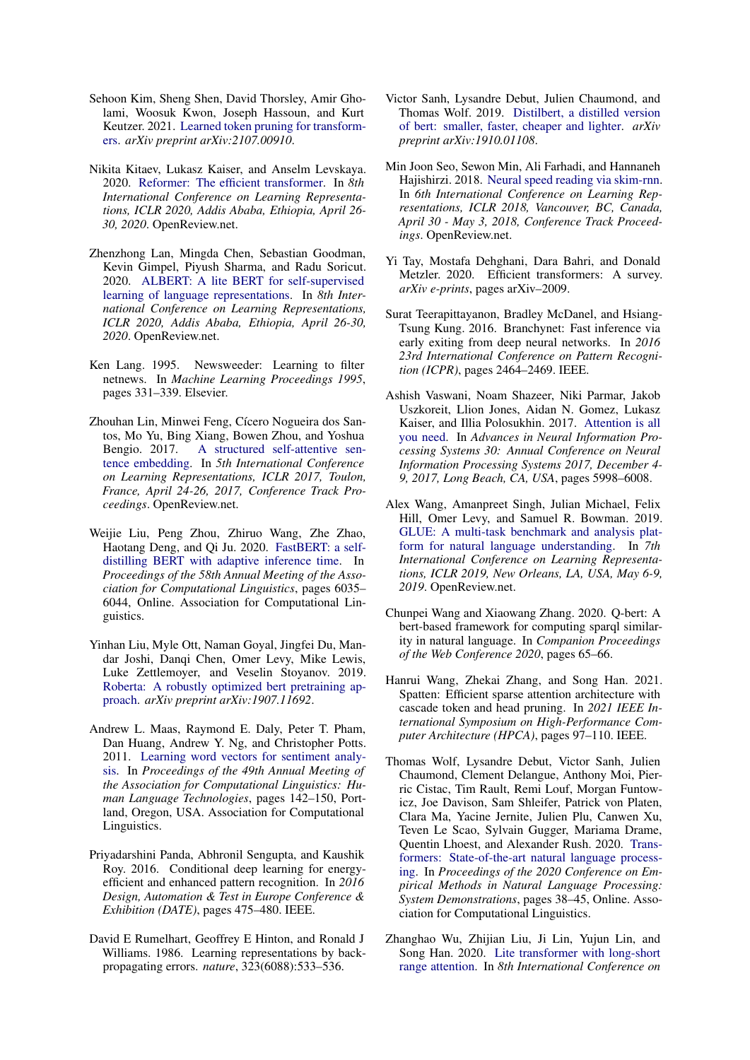Sehoon Kim, Sheng Shen, David Thorsley, Amir Gholami, Woosuk Kwon, Joseph Hassoun, and Kurt Keutzer. 2021. Learned token pruning for transformers. *arXiv preprint arXiv:2107.00910*.

Nikita Kitaev, Lukasz Kaiser, and Anselm Levskaya. 2020. Reformer: The efficient transformer. In *8th International Conference on Learning Representations, ICLR 2020, Addis Ababa, Ethiopia, April 26-30, 2020*. OpenReview.net.

Zhenzhong Lan, Mingda Chen, Sebastian Goodman, Kevin Gimpel, Piyush Sharma, and Radu Soricut. 2020. ALBERT: A lite BERT for self-supervised learning of language representations. In *8th International Conference on Learning Representations, ICLR 2020, Addis Ababa, Ethiopia, April 26-30, 2020*. OpenReview.net.

Ken Lang. 1995. Newsweeder: Learning to filter netnews. In *Machine Learning Proceedings 1995*, pages 331–339. Elsevier.

Zhouhan Lin, Minwei Feng, Cícero Nogueira dos Santos, Mo Yu, Bing Xiang, Bowen Zhou, and Yoshua Bengio. 2017. A structured self-attentive sentence embedding. In *5th International Conference on Learning Representations, ICLR 2017, Toulon, France, April 24-26, 2017, Conference Track Proceedings*. OpenReview.net.

Weijie Liu, Peng Zhou, Zhiruo Wang, Zhe Zhao, Haotang Deng, and Qi Ju. 2020. FastBERT: a self-distilling BERT with adaptive inference time. In *Proceedings of the 58th Annual Meeting of the Association for Computational Linguistics*, pages 6035–6044, Online. Association for Computational Linguistics.

Yinhan Liu, Myle Ott, Naman Goyal, Jingfei Du, Mandar Joshi, Danqi Chen, Omer Levy, Mike Lewis, Luke Zettlemoyer, and Veselin Stoyanov. 2019. Roberta: A robustly optimized bert pretraining approach. *arXiv preprint arXiv:1907.11692*.

Andrew L. Maas, Raymond E. Daly, Peter T. Pham, Dan Huang, Andrew Y. Ng, and Christopher Potts. 2011. Learning word vectors for sentiment analysis. In *Proceedings of the 49th Annual Meeting of the Association for Computational Linguistics: Human Language Technologies*, pages 142–150, Portland, Oregon, USA. Association for Computational Linguistics.

Priyadarshini Panda, Abhronil Sengupta, and Kaushik Roy. 2016. Conditional deep learning for energy-efficient and enhanced pattern recognition. In *2016 Design, Automation & Test in Europe Conference & Exhibition (DATE)*, pages 475–480. IEEE.

David E Rumelhart, Geoffrey E Hinton, and Ronald J Williams. 1986. Learning representations by back-propagating errors. *nature*, 323(6088):533–536.

Victor Sanh, Lysandre Debut, Julien Chaumond, and Thomas Wolf. 2019. Distilbert, a distilled version of bert: smaller, faster, cheaper and lighter. *arXiv preprint arXiv:1910.01108*.

Min Joon Seo, Sewon Min, Ali Farhadi, and Hannaneh Hajishirzi. 2018. Neural speed reading via skim-rnn. In *6th International Conference on Learning Representations, ICLR 2018, Vancouver, BC, Canada, April 30 - May 3, 2018, Conference Track Proceedings*. OpenReview.net.

Yi Tay, Mostafa Dehghani, Dara Bahri, and Donald Metzler. 2020. Efficient transformers: A survey. *arXiv e-prints*, pages arXiv–2009.

Surat Teerapittayanon, Bradley McDanel, and Hsiang-Tsung Kung. 2016. Branchynet: Fast inference via early exiting from deep neural networks. In *2016 23rd International Conference on Pattern Recognition (ICPR)*, pages 2464–2469. IEEE.

Ashish Vaswani, Noam Shazeer, Niki Parmar, Jakob Uszkoreit, Llion Jones, Aidan N. Gomez, Lukasz Kaiser, and Illia Polosukhin. 2017. Attention is all you need. In *Advances in Neural Information Processing Systems 30: Annual Conference on Neural Information Processing Systems 2017, December 4-9, 2017, Long Beach, CA, USA*, pages 5998–6008.

Alex Wang, Amanpreet Singh, Julian Michael, Felix Hill, Omer Levy, and Samuel R. Bowman. 2019. GLUE: A multi-task benchmark and analysis platform for natural language understanding. In *7th International Conference on Learning Representations, ICLR 2019, New Orleans, LA, USA, May 6-9, 2019*. OpenReview.net.

Chunpei Wang and Xiaowang Zhang. 2020. Q-bert: A bert-based framework for computing sparql similarity in natural language. In *Companion Proceedings of the Web Conference 2020*, pages 65–66.

Hanrui Wang, Zhekai Zhang, and Song Han. 2021. Spatten: Efficient sparse attention architecture with cascade token and head pruning. In *2021 IEEE International Symposium on High-Performance Computer Architecture (HPCA)*, pages 97–110. IEEE.

Thomas Wolf, Lysandre Debut, Victor Sanh, Julien Chaumond, Clement Delangue, Anthony Moi, Pierric Cistac, Tim Rault, Remi Louf, Morgan Funtowicz, Joe Davison, Sam Shleifer, Patrick von Platen, Clara Ma, Yacine Jernite, Julien Plu, Canwen Xu, Teven Le Scao, Sylvain Gugger, Mariama Drame, Quentin Lhoest, and Alexander Rush. 2020. Transformers: State-of-the-art natural language processing. In *Proceedings of the 2020 Conference on Empirical Methods in Natural Language Processing: System Demonstrations*, pages 38–45, Online. Association for Computational Linguistics.

Zhanghao Wu, Zhijian Liu, Ji Lin, Yujun Lin, and Song Han. 2020. Lite transformer with long-short range attention. In *8th International Conference on*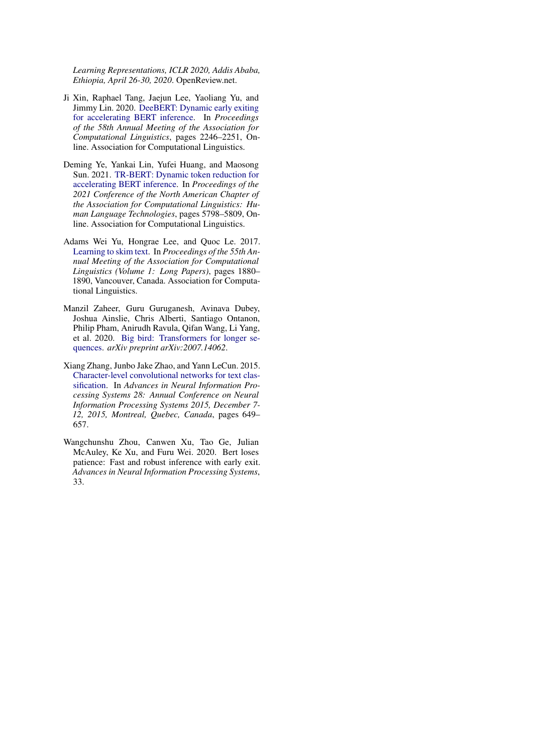*Learning Representations, ICLR 2020, Addis Ababa, Ethiopia, April 26-30, 2020*. OpenReview.net.

Ji Xin, Raphael Tang, Jaejun Lee, Yaoliang Yu, and Jimmy Lin. 2020. DeeBERT: Dynamic early exiting for accelerating BERT inference. In *Proceedings of the 58th Annual Meeting of the Association for Computational Linguistics*, pages 2246–2251, Online. Association for Computational Linguistics.

Deming Ye, Yankai Lin, Yufei Huang, and Maosong Sun. 2021. TR-BERT: Dynamic token reduction for accelerating BERT inference. In *Proceedings of the 2021 Conference of the North American Chapter of the Association for Computational Linguistics: Human Language Technologies*, pages 5798–5809, Online. Association for Computational Linguistics.

Adams Wei Yu, Hongrae Lee, and Quoc Le. 2017. Learning to skim text. In *Proceedings of the 55th Annual Meeting of the Association for Computational Linguistics (Volume 1: Long Papers)*, pages 1880–1890, Vancouver, Canada. Association for Computational Linguistics.

Manzil Zaheer, Guru Guruganesh, Avinava Dubey, Joshua Ainslie, Chris Alberti, Santiago Ontanon, Philip Pham, Anirudh Ravula, Qifan Wang, Li Yang, et al. 2020. Big bird: Transformers for longer sequences. *arXiv preprint arXiv:2007.14062*.

Xiang Zhang, Junbo Jake Zhao, and Yann LeCun. 2015. Character-level convolutional networks for text classification. In *Advances in Neural Information Processing Systems 28: Annual Conference on Neural Information Processing Systems 2015, December 7-12, 2015, Montreal, Quebec, Canada*, pages 649–657.

Wangchunshu Zhou, Canwen Xu, Tao Ge, Julian McAuley, Ke Xu, and Furu Wei. 2020. Bert loses patience: Fast and robust inference with early exit. *Advances in Neural Information Processing Systems*, 33.